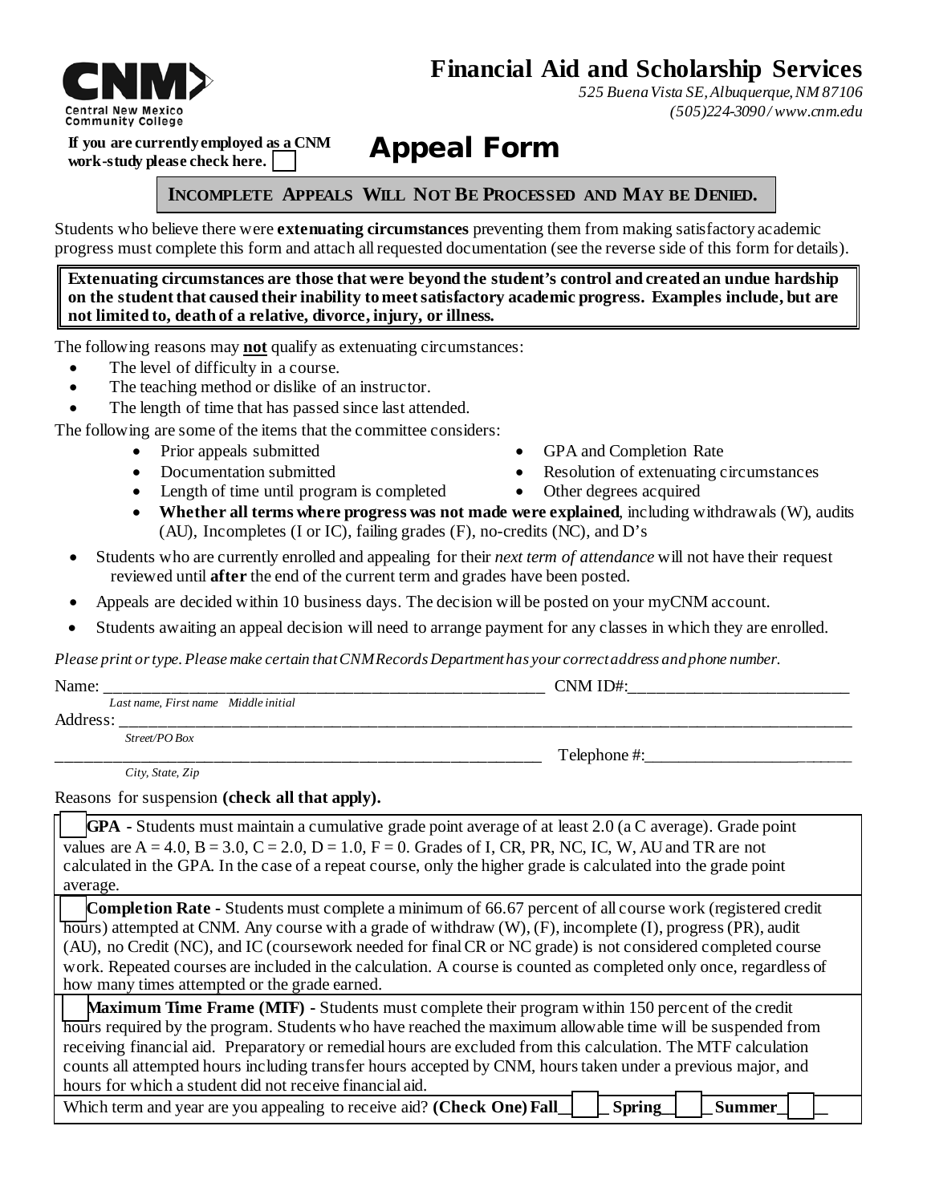# Financial Aid and Scholarship Services

*525 Buena Vista SE, Albuquerque, NM 87106*
*(505)224-3090 / www.cnm.edu*

**If you are currently employed as a CNM work-study please check here.** ☐

## Appeal Form

**INCOMPLETE APPEALS WILL NOT BE PROCESSED AND MAY BE DENIED.**

Students who believe there were **extenuating circumstances** preventing them from making satisfactory academic progress must complete this form and attach all requested documentation (see the reverse side of this form for details).

**Extenuating circumstances are those that were beyond the student's control and created an undue hardship on the student that caused their inability to meet satisfactory academic progress. Examples include, but are not limited to, death of a relative, divorce, injury, or illness.**

The following reasons may **not** qualify as extenuating circumstances:

- The level of difficulty in a course.
- The teaching method or dislike of an instructor.
- The length of time that has passed since last attended.

The following are some of the items that the committee considers:

- Prior appeals submitted
- Documentation submitted
- Length of time until program is completed
- GPA and Completion Rate
- Resolution of extenuating circumstances
- Other degrees acquired
- **Whether all terms where progress was not made were explained**, including withdrawals (W), audits (AU), Incompletes (I or IC), failing grades (F), no-credits (NC), and D's

- Students who are currently enrolled and appealing for their *next term of attendance* will not have their request reviewed until **after** the end of the current term and grades have been posted.
- Appeals are decided within 10 business days. The decision will be posted on your myCNM account.
- Students awaiting an appeal decision will need to arrange payment for any classes in which they are enrolled.

*Please print or type. Please make certain that CNM Records Department has your correct address and phone number.*

Name: ____________________________________________ CNM ID#: ______________________
*Last name, First name Middle initial*

Address: ____________________________________________________________________________
*Street/PO Box*

____________________________________________ Telephone #: ______________________
*City, State, Zip*

Reasons for suspension **(check all that apply).**

☐ **GPA** - Students must maintain a cumulative grade point average of at least 2.0 (a C average). Grade point values are A = 4.0, B = 3.0, C = 2.0, D = 1.0, F = 0. Grades of I, CR, PR, NC, IC, W, AU and TR are not calculated in the GPA. In the case of a repeat course, only the higher grade is calculated into the grade point average.

☐ **Completion Rate** - Students must complete a minimum of 66.67 percent of all course work (registered credit hours) attempted at CNM. Any course with a grade of withdraw (W), (F), incomplete (I), progress (PR), audit (AU), no Credit (NC), and IC (coursework needed for final CR or NC grade) is not considered completed course work. Repeated courses are included in the calculation. A course is counted as completed only once, regardless of how many times attempted or the grade earned.

☐ **Maximum Time Frame (MTF)** - Students must complete their program within 150 percent of the credit hours required by the program. Students who have reached the maximum allowable time will be suspended from receiving financial aid. Preparatory or remedial hours are excluded from this calculation. The MTF calculation counts all attempted hours including transfer hours accepted by CNM, hours taken under a previous major, and hours for which a student did not receive financial aid.

Which term and year are you appealing to receive aid? **(Check One) Fall** ☐ **Spring** ☐ **Summer** ☐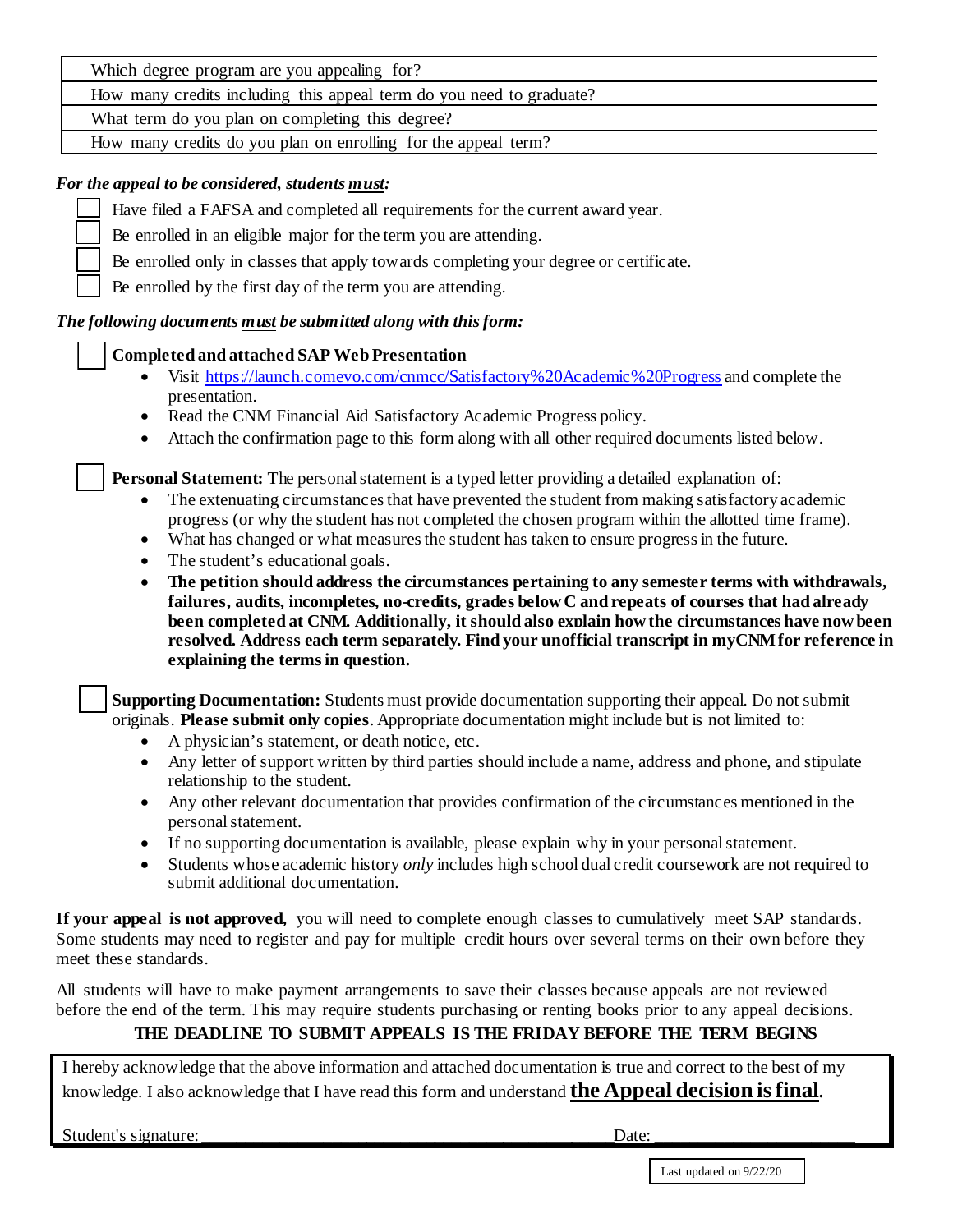| | |
|---|---|
| Which degree program are you appealing for? | |
| How many credits including this appeal term do you need to graduate? | |
| What term do you plan on completing this degree? | |
| How many credits do you plan on enrolling for the appeal term? | |

***For the appeal to be considered, students <u>must</u>:***

- ☐ Have filed a FAFSA and completed all requirements for the current award year.
- ☐ Be enrolled in an eligible major for the term you are attending.
- ☐ Be enrolled only in classes that apply towards completing your degree or certificate.
- ☐ Be enrolled by the first day of the term you are attending.

***The following documents <u>must</u> be submitted along with this form:***

☐ **Completed and attached SAP Web Presentation**

- Visit https://launch.comevo.com/cnmcc/Satisfactory%20Academic%20Progress and complete the presentation.
- Read the CNM Financial Aid Satisfactory Academic Progress policy.
- Attach the confirmation page to this form along with all other required documents listed below.

☐ **Personal Statement:** The personal statement is a typed letter providing a detailed explanation of:

- The extenuating circumstances that have prevented the student from making satisfactory academic progress (or why the student has not completed the chosen program within the allotted time frame).
- What has changed or what measures the student has taken to ensure progress in the future.
- The student's educational goals.
- **The petition should address the circumstances pertaining to any semester terms with withdrawals, failures, audits, incompletes, no-credits, grades below C and repeats of courses that had already been completed at CNM. Additionally, it should also explain how the circumstances have now been resolved. Address each term separately. Find your unofficial transcript in myCNM for reference in explaining the terms in question.**

☐ **Supporting Documentation:** Students must provide documentation supporting their appeal. Do not submit originals. **Please submit only copies**. Appropriate documentation might include but is not limited to:

- A physician's statement, or death notice, etc.
- Any letter of support written by third parties should include a name, address and phone, and stipulate relationship to the student.
- Any other relevant documentation that provides confirmation of the circumstances mentioned in the personal statement.
- If no supporting documentation is available, please explain why in your personal statement.
- Students whose academic history *only* includes high school dual credit coursework are not required to submit additional documentation.

**If your appeal is not approved,** you will need to complete enough classes to cumulatively meet SAP standards. Some students may need to register and pay for multiple credit hours over several terms on their own before they meet these standards.

All students will have to make payment arrangements to save their classes because appeals are not reviewed before the end of the term. This may require students purchasing or renting books prior to any appeal decisions.

**THE DEADLINE TO SUBMIT APPEALS IS THE FRIDAY BEFORE THE TERM BEGINS**

I hereby acknowledge that the above information and attached documentation is true and correct to the best of my knowledge. I also acknowledge that I have read this form and understand **<u>the Appeal decision is final</u>**.

Student's signature: ______________________________ Date: ____________________

Last updated on 9/22/20